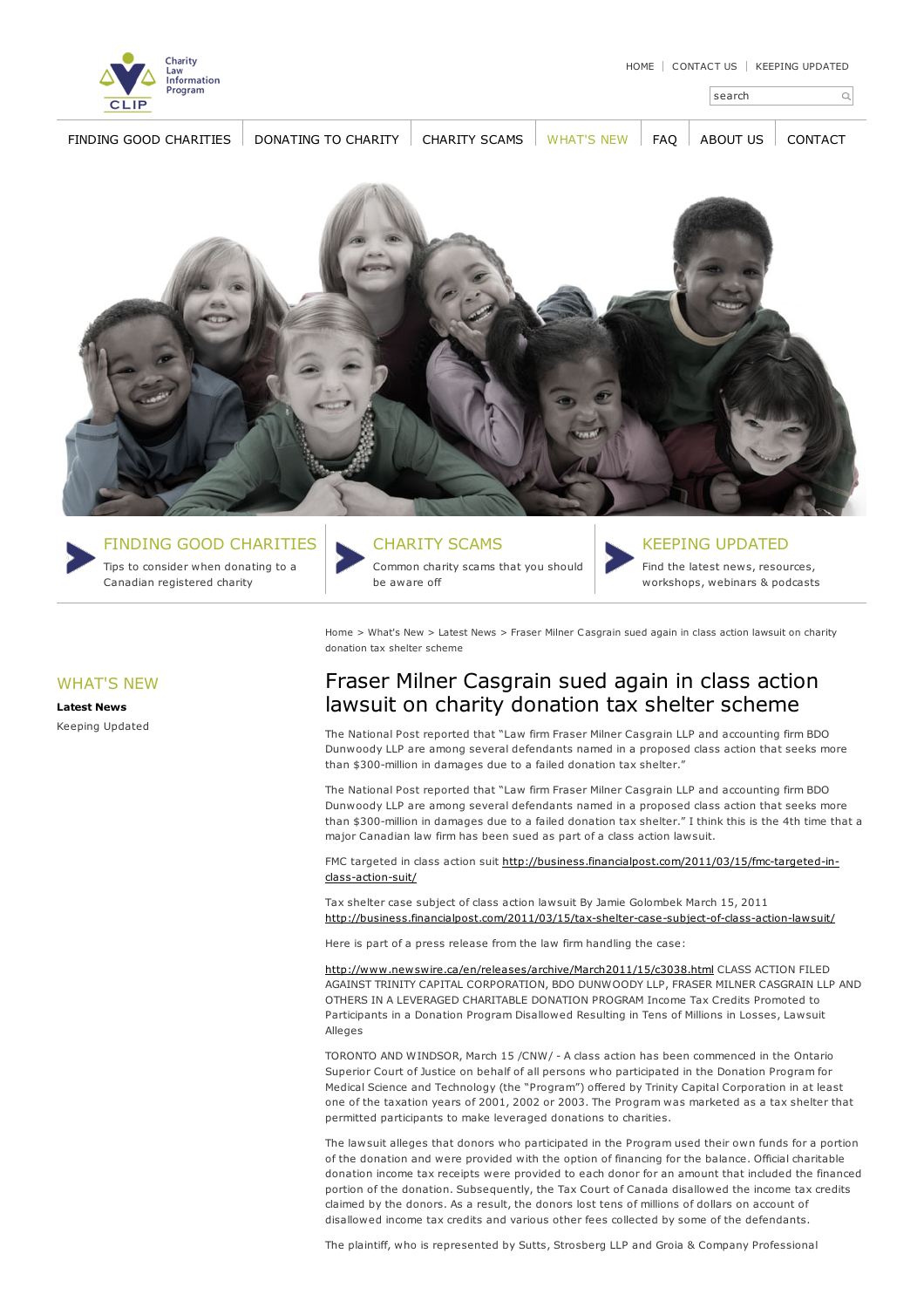Charity Law Information Program
CLIP

HOME | CONTACT US | KEEPING UPDATED

search

FINDING GOOD CHARITIES | DONATING TO CHARITY | CHARITY SCAMS | WHAT'S NEW | FAQ | ABOUT US | CONTACT

## FINDING GOOD CHARITIES

Tips to consider when donating to a Canadian registered charity

## CHARITY SCAMS

Common charity scams that you should be aware off

## KEEPING UPDATED

Find the latest news, resources, workshops, webinars & podcasts

Home > What's New > Latest News > Fraser Milner Casgrain sued again in class action lawsuit on charity donation tax shelter scheme

## WHAT'S NEW

**Latest News**

Keeping Updated

# Fraser Milner Casgrain sued again in class action lawsuit on charity donation tax shelter scheme

The National Post reported that "Law firm Fraser Milner Casgrain LLP and accounting firm BDO Dunwoody LLP are among several defendants named in a proposed class action that seeks more than $300-million in damages due to a failed donation tax shelter."

The National Post reported that "Law firm Fraser Milner Casgrain LLP and accounting firm BDO Dunwoody LLP are among several defendants named in a proposed class action that seeks more than $300-million in damages due to a failed donation tax shelter." I think this is the 4th time that a major Canadian law firm has been sued as part of a class action lawsuit.

FMC targeted in class action suit http://business.financialpost.com/2011/03/15/fmc-targeted-in-class-action-suit/

Tax shelter case subject of class action lawsuit By Jamie Golombek March 15, 2011 http://business.financialpost.com/2011/03/15/tax-shelter-case-subject-of-class-action-lawsuit/

Here is part of a press release from the law firm handling the case:

http://www.newswire.ca/en/releases/archive/March2011/15/c3038.html CLASS ACTION FILED AGAINST TRINITY CAPITAL CORPORATION, BDO DUNWOODY LLP, FRASER MILNER CASGRAIN LLP AND OTHERS IN A LEVERAGED CHARITABLE DONATION PROGRAM Income Tax Credits Promoted to Participants in a Donation Program Disallowed Resulting in Tens of Millions in Losses, Lawsuit Alleges

TORONTO AND WINDSOR, March 15 /CNW/ - A class action has been commenced in the Ontario Superior Court of Justice on behalf of all persons who participated in the Donation Program for Medical Science and Technology (the "Program") offered by Trinity Capital Corporation in at least one of the taxation years of 2001, 2002 or 2003. The Program was marketed as a tax shelter that permitted participants to make leveraged donations to charities.

The lawsuit alleges that donors who participated in the Program used their own funds for a portion of the donation and were provided with the option of financing for the balance. Official charitable donation income tax receipts were provided to each donor for an amount that included the financed portion of the donation. Subsequently, the Tax Court of Canada disallowed the income tax credits claimed by the donors. As a result, the donors lost tens of millions of dollars on account of disallowed income tax credits and various other fees collected by some of the defendants.

The plaintiff, who is represented by Sutts, Strosberg LLP and Groia & Company Professional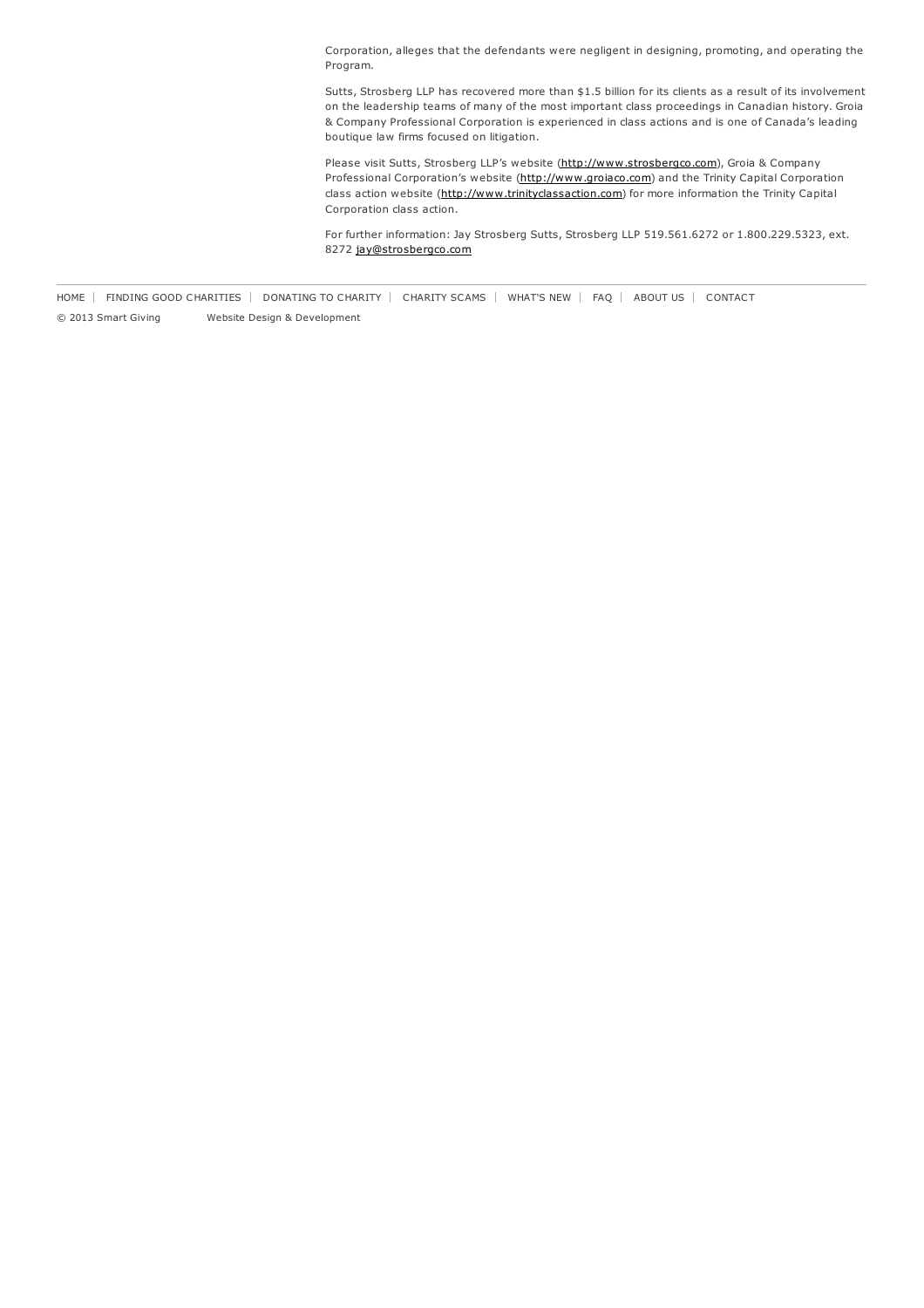Corporation, alleges that the defendants were negligent in designing, promoting, and operating the Program.

Sutts, Strosberg LLP has recovered more than $1.5 billion for its clients as a result of its involvement on the leadership teams of many of the most important class proceedings in Canadian history. Groia & Company Professional Corporation is experienced in class actions and is one of Canada's leading boutique law firms focused on litigation.

Please visit Sutts, Strosberg LLP's website (http://www.strosbergco.com), Groia & Company Professional Corporation's website (http://www.groiaco.com) and the Trinity Capital Corporation class action website (http://www.trinityclassaction.com) for more information the Trinity Capital Corporation class action.

For further information: Jay Strosberg Sutts, Strosberg LLP 519.561.6272 or 1.800.229.5323, ext. 8272 jay@strosbergco.com

HOME | FINDING GOOD CHARITIES | DONATING TO CHARITY | CHARITY SCAMS | WHAT'S NEW | FAQ | ABOUT US | CONTACT

© 2013 Smart Giving Website Design & Development